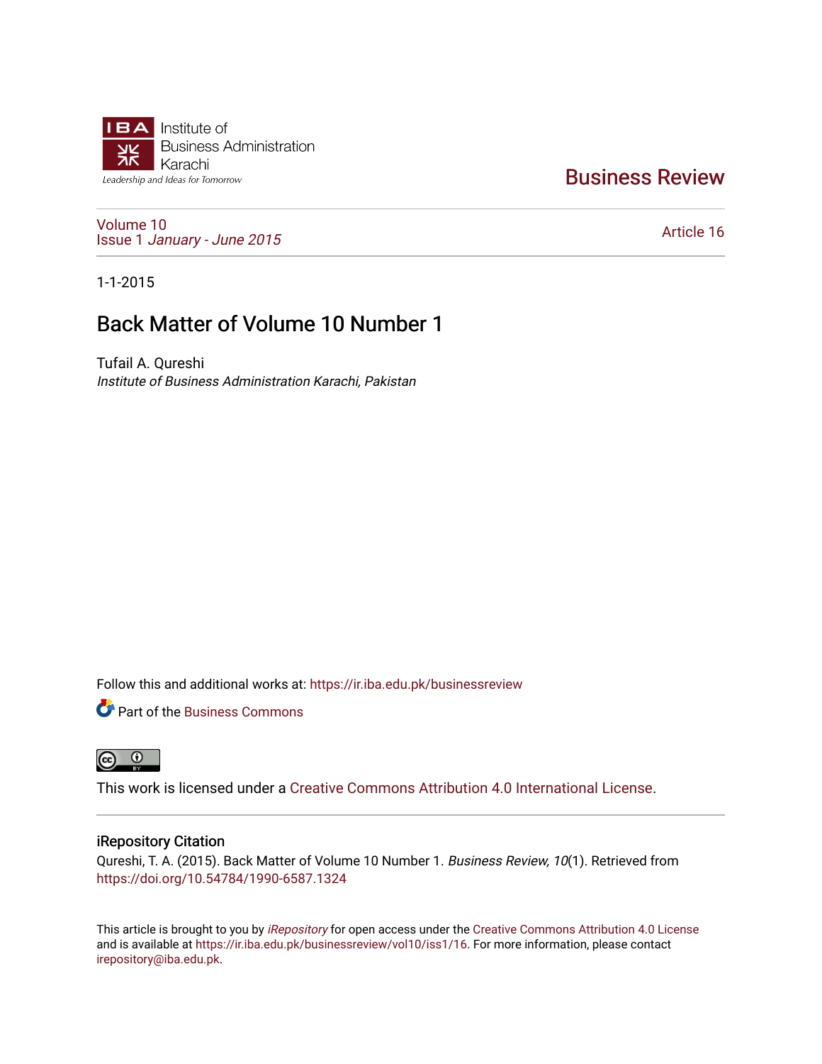Institute of Business Administration Karachi

Leadership and Ideas for Tomorrow

Business Review

Volume 10
Issue 1 *January - June 2015*

Article 16

1-1-2015

# Back Matter of Volume 10 Number 1

Tufail A. Qureshi
*Institute of Business Administration Karachi, Pakistan*

Follow this and additional works at: https://ir.iba.edu.pk/businessreview

Part of the Business Commons

This work is licensed under a Creative Commons Attribution 4.0 International License.

## iRepository Citation

Qureshi, T. A. (2015). Back Matter of Volume 10 Number 1. *Business Review, 10*(1). Retrieved from https://doi.org/10.54784/1990-6587.1324

This article is brought to you by *iRepository* for open access under the Creative Commons Attribution 4.0 License and is available at https://ir.iba.edu.pk/businessreview/vol10/iss1/16. For more information, please contact irepository@iba.edu.pk.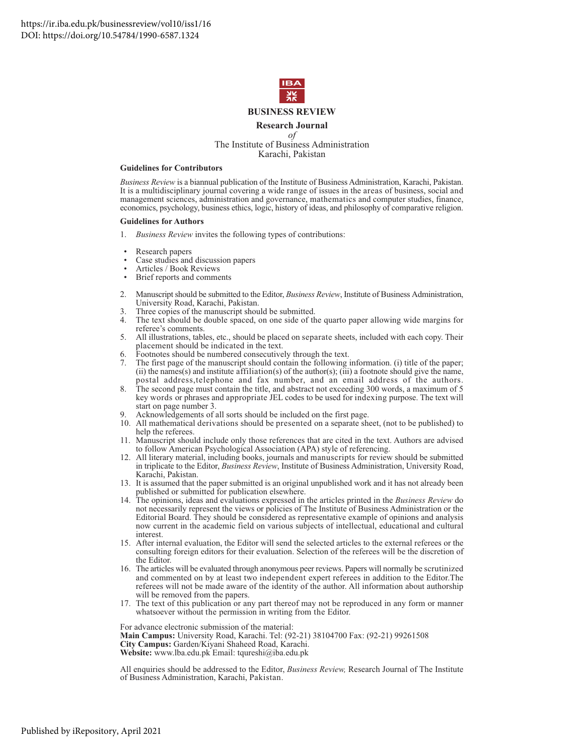https://ir.iba.edu.pk/businessreview/vol10/iss1/16
DOI: https://doi.org/10.54784/1990-6587.1324

# BUSINESS REVIEW

## Research Journal

*of*

The Institute of Business Administration
Karachi, Pakistan

### Guidelines for Contributors

*Business Review* is a biannual publication of the Institute of Business Administration, Karachi, Pakistan. It is a multidisciplinary journal covering a wide range of issues in the areas of business, social and management sciences, administration and governance, mathematics and computer studies, finance, economics, psychology, business ethics, logic, history of ideas, and philosophy of comparative religion.

### Guidelines for Authors

1. *Business Review* invites the following types of contributions:

- Research papers
- Case studies and discussion papers
- Articles / Book Reviews
- Brief reports and comments

2. Manuscript should be submitted to the Editor, *Business Review*, Institute of Business Administration, University Road, Karachi, Pakistan.
3. Three copies of the manuscript should be submitted.
4. The text should be double spaced, on one side of the quarto paper allowing wide margins for referee's comments.
5. All illustrations, tables, etc., should be placed on separate sheets, included with each copy. Their placement should be indicated in the text.
6. Footnotes should be numbered consecutively through the text.
7. The first page of the manuscript should contain the following information. (i) title of the paper; (ii) the names(s) and institute affiliation(s) of the author(s); (iii) a footnote should give the name, postal address,telephone and fax number, and an email address of the authors.
8. The second page must contain the title, and abstract not exceeding 300 words, a maximum of 5 key words or phrases and appropriate JEL codes to be used for indexing purpose. The text will start on page number 3.
9. Acknowledgements of all sorts should be included on the first page.
10. All mathematical derivations should be presented on a separate sheet, (not to be published) to help the referees.
11. Manuscript should include only those references that are cited in the text. Authors are advised to follow American Psychological Association (APA) style of referencing.
12. All literary material, including books, journals and manuscripts for review should be submitted in triplicate to the Editor, *Business Review*, Institute of Business Administration, University Road, Karachi, Pakistan.
13. It is assumed that the paper submitted is an original unpublished work and it has not already been published or submitted for publication elsewhere.
14. The opinions, ideas and evaluations expressed in the articles printed in the *Business Review* do not necessarily represent the views or policies of The Institute of Business Administration or the Editorial Board. They should be considered as representative example of opinions and analysis now current in the academic field on various subjects of intellectual, educational and cultural interest.
15. After internal evaluation, the Editor will send the selected articles to the external referees or the consulting foreign editors for their evaluation. Selection of the referees will be the discretion of the Editor.
16. The articles will be evaluated through anonymous peer reviews. Papers will normally be scrutinized and commented on by at least two independent expert referees in addition to the Editor.The referees will not be made aware of the identity of the author. All information about authorship will be removed from the papers.
17. The text of this publication or any part thereof may not be reproduced in any form or manner whatsoever without the permission in writing from the Editor.

For advance electronic submission of the material:
**Main Campus:** University Road, Karachi. Tel: (92-21) 38104700 Fax: (92-21) 99261508
**City Campus:** Garden/Kiyani Shaheed Road, Karachi.
**Website:** www.lba.edu.pk Email: tqureshi@iba.edu.pk

All enquiries should be addressed to the Editor, *Business Review,* Research Journal of The Institute of Business Administration, Karachi, Pakistan.

Published by iRepository, April 2021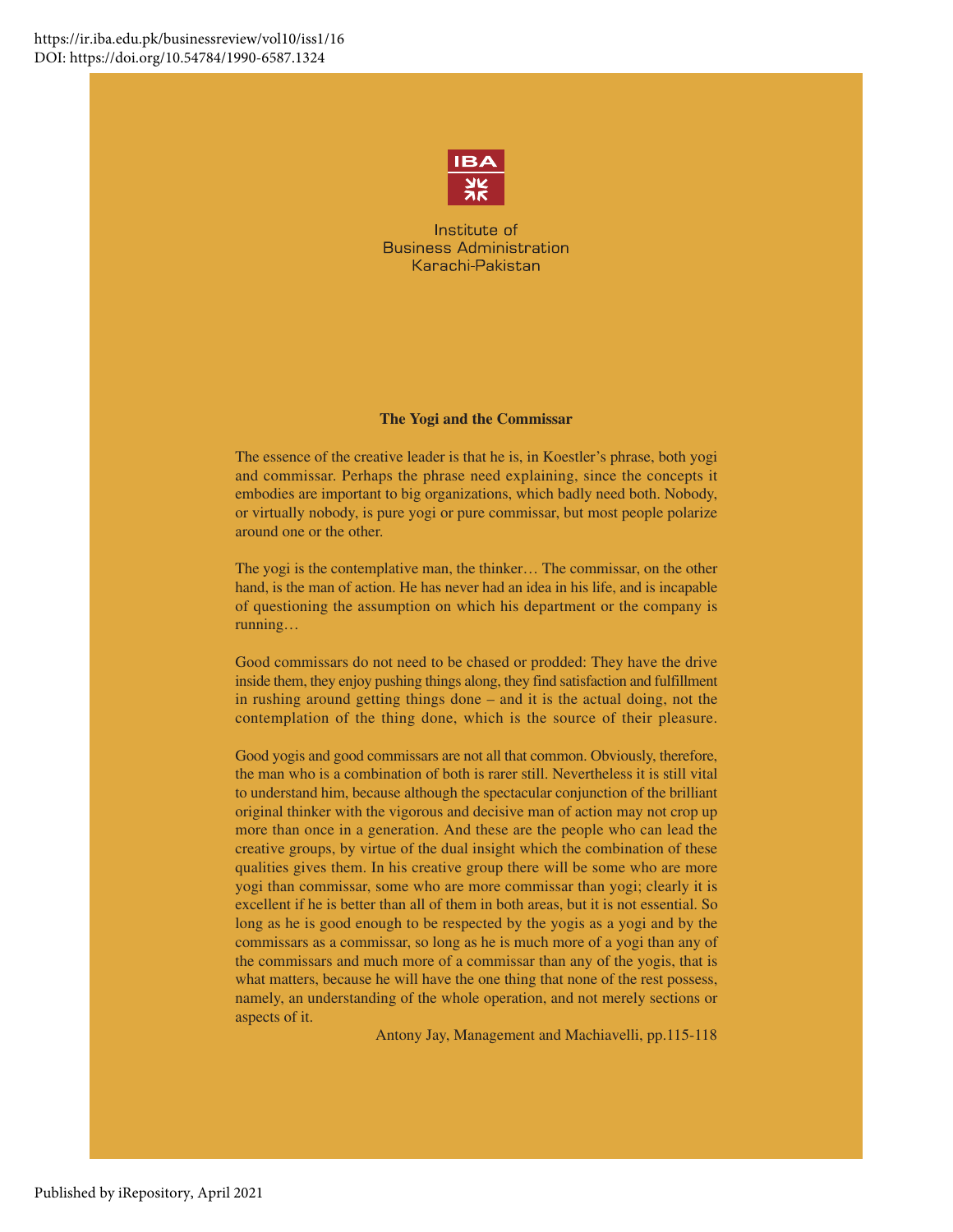https://ir.iba.edu.pk/businessreview/vol10/iss1/16
DOI: https://doi.org/10.54784/1990-6587.1324

IBA

Institute of
Business Administration
Karachi-Pakistan

**The Yogi and the Commissar**

The essence of the creative leader is that he is, in Koestler's phrase, both yogi and commissar. Perhaps the phrase need explaining, since the concepts it embodies are important to big organizations, which badly need both. Nobody, or virtually nobody, is pure yogi or pure commissar, but most people polarize around one or the other.

The yogi is the contemplative man, the thinker… The commissar, on the other hand, is the man of action. He has never had an idea in his life, and is incapable of questioning the assumption on which his department or the company is running…

Good commissars do not need to be chased or prodded: They have the drive inside them, they enjoy pushing things along, they find satisfaction and fulfillment in rushing around getting things done – and it is the actual doing, not the contemplation of the thing done, which is the source of their pleasure.

Good yogis and good commissars are not all that common. Obviously, therefore, the man who is a combination of both is rarer still. Nevertheless it is still vital to understand him, because although the spectacular conjunction of the brilliant original thinker with the vigorous and decisive man of action may not crop up more than once in a generation. And these are the people who can lead the creative groups, by virtue of the dual insight which the combination of these qualities gives them. In his creative group there will be some who are more yogi than commissar, some who are more commissar than yogi; clearly it is excellent if he is better than all of them in both areas, but it is not essential. So long as he is good enough to be respected by the yogis as a yogi and by the commissars as a commissar, so long as he is much more of a yogi than any of the commissars and much more of a commissar than any of the yogis, that is what matters, because he will have the one thing that none of the rest possess, namely, an understanding of the whole operation, and not merely sections or aspects of it.

Antony Jay, Management and Machiavelli, pp.115-118

Published by iRepository, April 2021